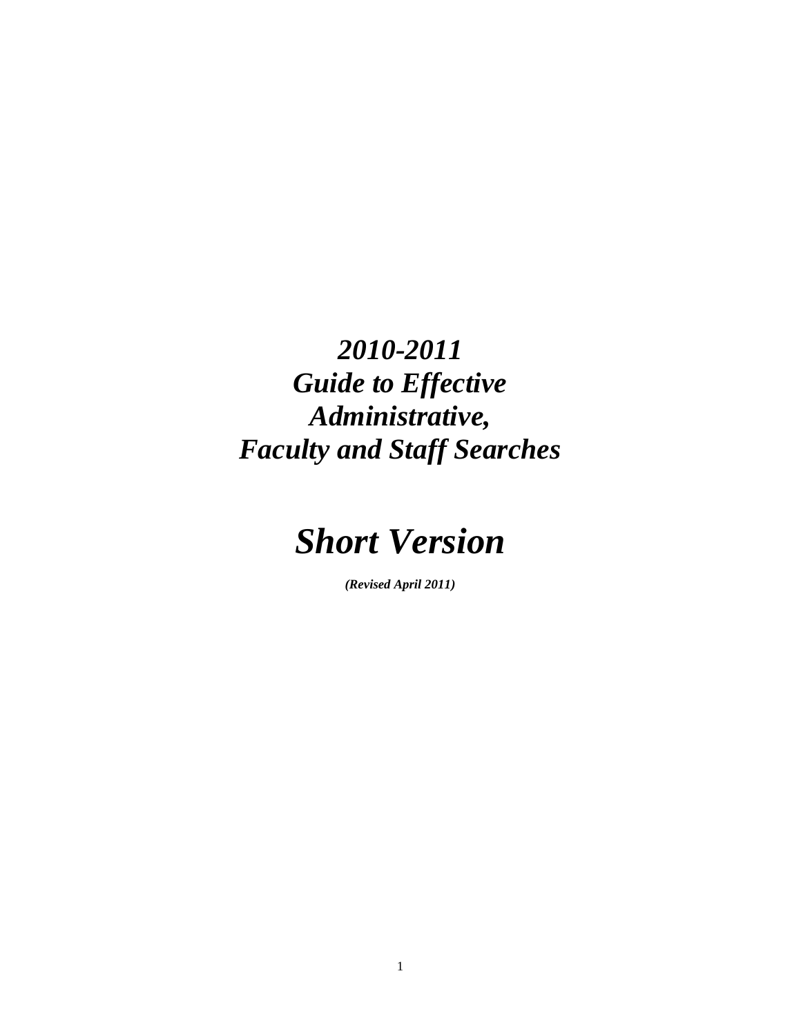# *2010-2011 Guide to Effective Administrative, Faculty and Staff Searches*

# *Short Version*

***(Revised April 2011)***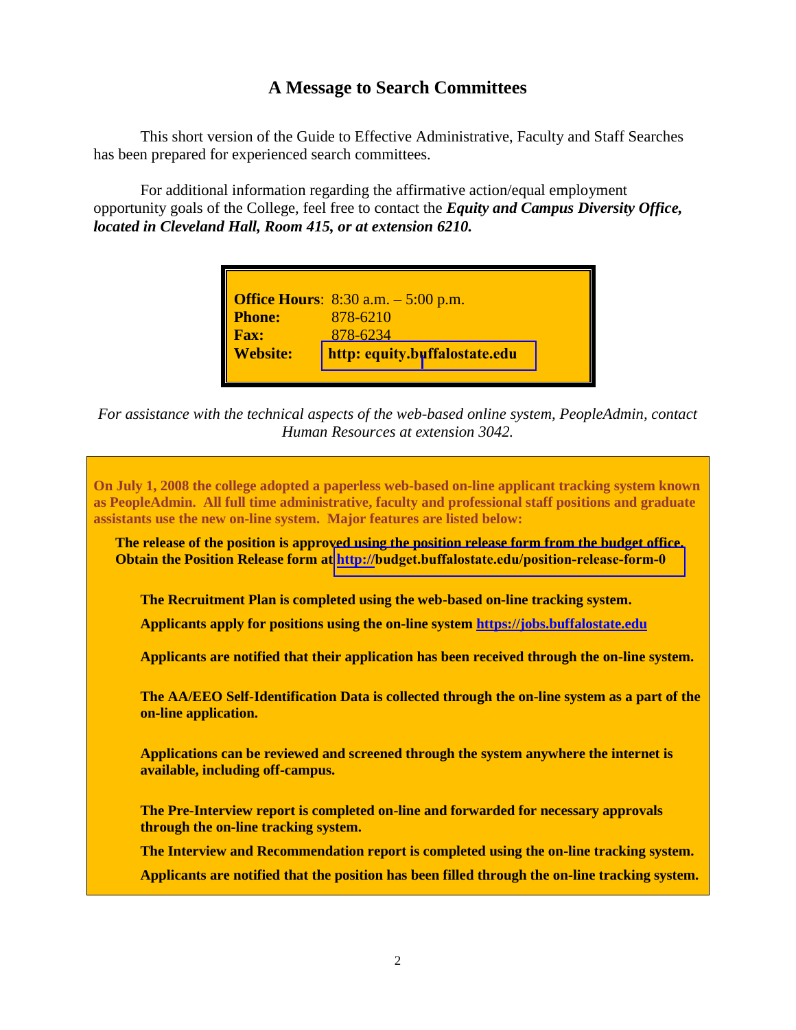## A Message to Search Committees

This short version of the Guide to Effective Administrative, Faculty and Staff Searches has been prepared for experienced search committees.

For additional information regarding the affirmative action/equal employment opportunity goals of the College, feel free to contact the ***Equity and Campus Diversity Office, located in Cleveland Hall, Room 415, or at extension 6210.***

| | |
|---|---|
| **Office Hours**: | 8:30 a.m. – 5:00 p.m. |
| **Phone:** | 878-6210 |
| **Fax:** | 878-6234 |
| **Website:** | **http: equity.buffalostate.edu** |

*For assistance with the technical aspects of the web-based online system, PeopleAdmin, contact Human Resources at extension 3042.*

**On July 1, 2008 the college adopted a paperless web-based on-line applicant tracking system known as PeopleAdmin. All full time administrative, faculty and professional staff positions and graduate assistants use the new on-line system. Major features are listed below:**

**The release of the position is approved using the position release form from the budget office. Obtain the Position Release form at http://budget.buffalostate.edu/position-release-form-0**

**The Recruitment Plan is completed using the web-based on-line tracking system.**

**Applicants apply for positions using the on-line system https://jobs.buffalostate.edu**

**Applicants are notified that their application has been received through the on-line system.**

**The AA/EEO Self-Identification Data is collected through the on-line system as a part of the on-line application.**

**Applications can be reviewed and screened through the system anywhere the internet is available, including off-campus.**

**The Pre-Interview report is completed on-line and forwarded for necessary approvals through the on-line tracking system.**

**The Interview and Recommendation report is completed using the on-line tracking system.**

**Applicants are notified that the position has been filled through the on-line tracking system.**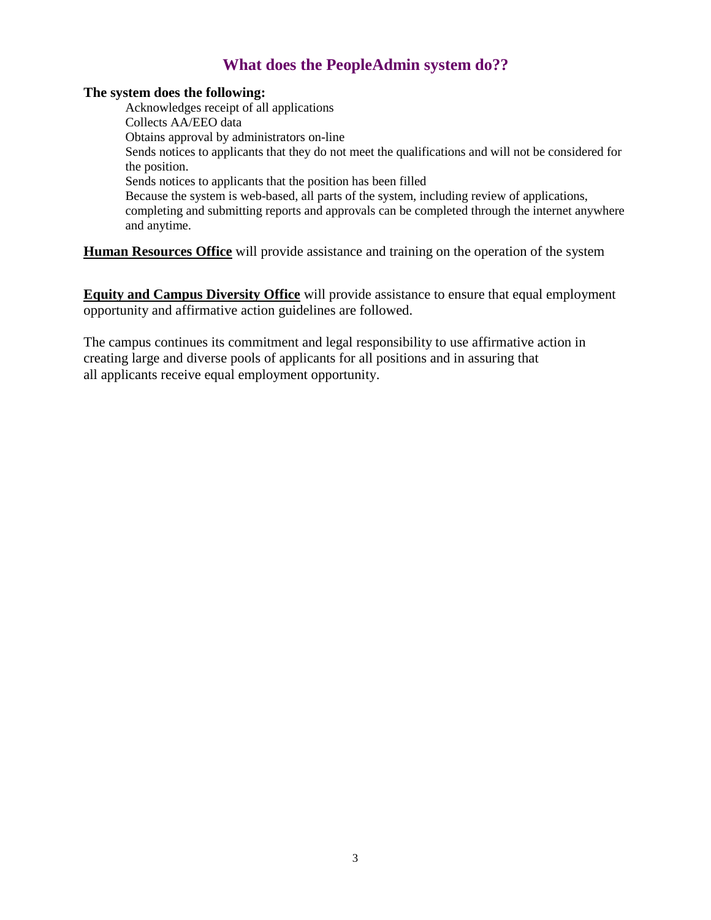## What does the PeopleAdmin system do??

**The system does the following:**

- Acknowledges receipt of all applications
- Collects AA/EEO data
- Obtains approval by administrators on-line
- Sends notices to applicants that they do not meet the qualifications and will not be considered for the position.
- Sends notices to applicants that the position has been filled
- Because the system is web-based, all parts of the system, including review of applications, completing and submitting reports and approvals can be completed through the internet anywhere and anytime.

**Human Resources Office** will provide assistance and training on the operation of the system

**Equity and Campus Diversity Office** will provide assistance to ensure that equal employment opportunity and affirmative action guidelines are followed.

The campus continues its commitment and legal responsibility to use affirmative action in creating large and diverse pools of applicants for all positions and in assuring that all applicants receive equal employment opportunity.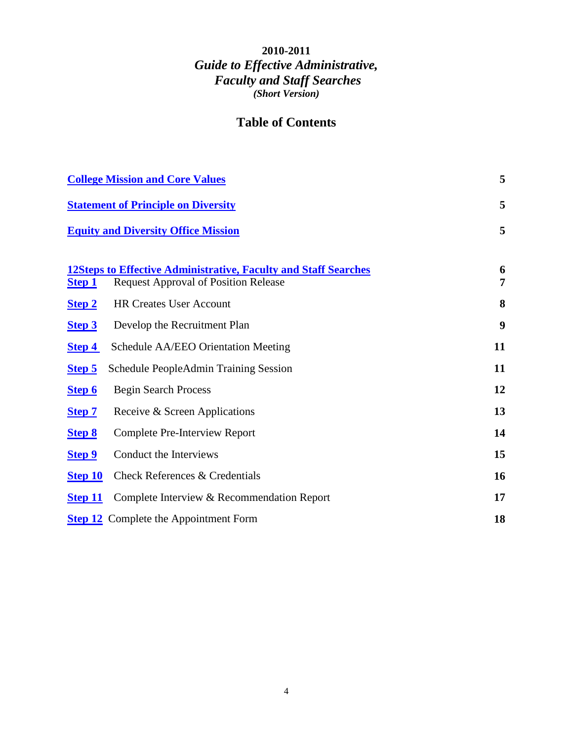**2010-2011**

***Guide to Effective Administrative, Faculty and Staff Searches***

***(Short Version)***

## Table of Contents

| | |
|---|---|
| **College Mission and Core Values** | **5** |
| **Statement of Principle on Diversity** | **5** |
| **Equity and Diversity Office Mission** | **5** |
| **12Steps to Effective Administrative, Faculty and Staff Searches** | **6** |
| **Step 1** Request Approval of Position Release | **7** |
| **Step 2** HR Creates User Account | **8** |
| **Step 3** Develop the Recruitment Plan | **9** |
| **Step 4** Schedule AA/EEO Orientation Meeting | **11** |
| **Step 5** Schedule PeopleAdmin Training Session | **11** |
| **Step 6** Begin Search Process | **12** |
| **Step 7** Receive & Screen Applications | **13** |
| **Step 8** Complete Pre-Interview Report | **14** |
| **Step 9** Conduct the Interviews | **15** |
| **Step 10** Check References & Credentials | **16** |
| **Step 11** Complete Interview & Recommendation Report | **17** |
| **Step 12** Complete the Appointment Form | **18** |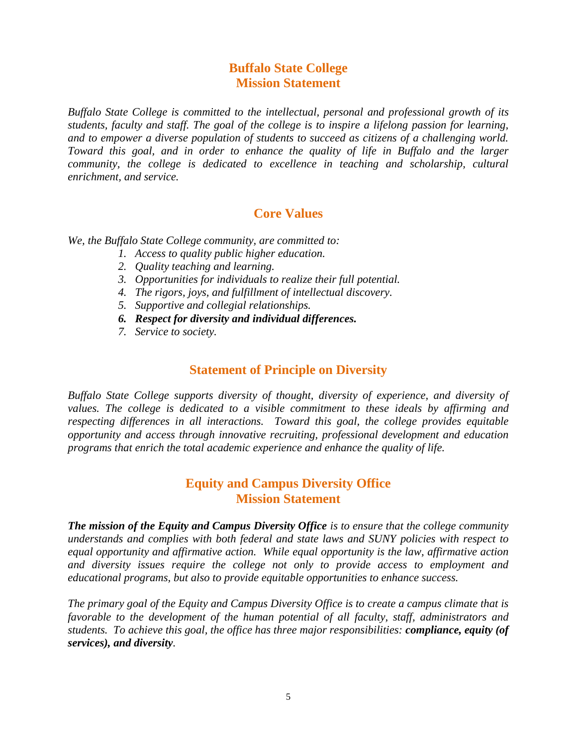# Buffalo State College
# Mission Statement

*Buffalo State College is committed to the intellectual, personal and professional growth of its students, faculty and staff. The goal of the college is to inspire a lifelong passion for learning, and to empower a diverse population of students to succeed as citizens of a challenging world. Toward this goal, and in order to enhance the quality of life in Buffalo and the larger community, the college is dedicated to excellence in teaching and scholarship, cultural enrichment, and service.*

## Core Values

*We, the Buffalo State College community, are committed to:*

1. *Access to quality public higher education.*
2. *Quality teaching and learning.*
3. *Opportunities for individuals to realize their full potential.*
4. *The rigors, joys, and fulfillment of intellectual discovery.*
5. *Supportive and collegial relationships.*
6. ***Respect for diversity and individual differences.***
7. *Service to society.*

## Statement of Principle on Diversity

*Buffalo State College supports diversity of thought, diversity of experience, and diversity of values. The college is dedicated to a visible commitment to these ideals by affirming and respecting differences in all interactions. Toward this goal, the college provides equitable opportunity and access through innovative recruiting, professional development and education programs that enrich the total academic experience and enhance the quality of life.*

## Equity and Campus Diversity Office
## Mission Statement

***The mission of the Equity and Campus Diversity Office*** *is to ensure that the college community understands and complies with both federal and state laws and SUNY policies with respect to equal opportunity and affirmative action. While equal opportunity is the law, affirmative action and diversity issues require the college not only to provide access to employment and educational programs, but also to provide equitable opportunities to enhance success.*

*The primary goal of the Equity and Campus Diversity Office is to create a campus climate that is favorable to the development of the human potential of all faculty, staff, administrators and students. To achieve this goal, the office has three major responsibilities:* ***compliance, equity (of services), and diversity****.*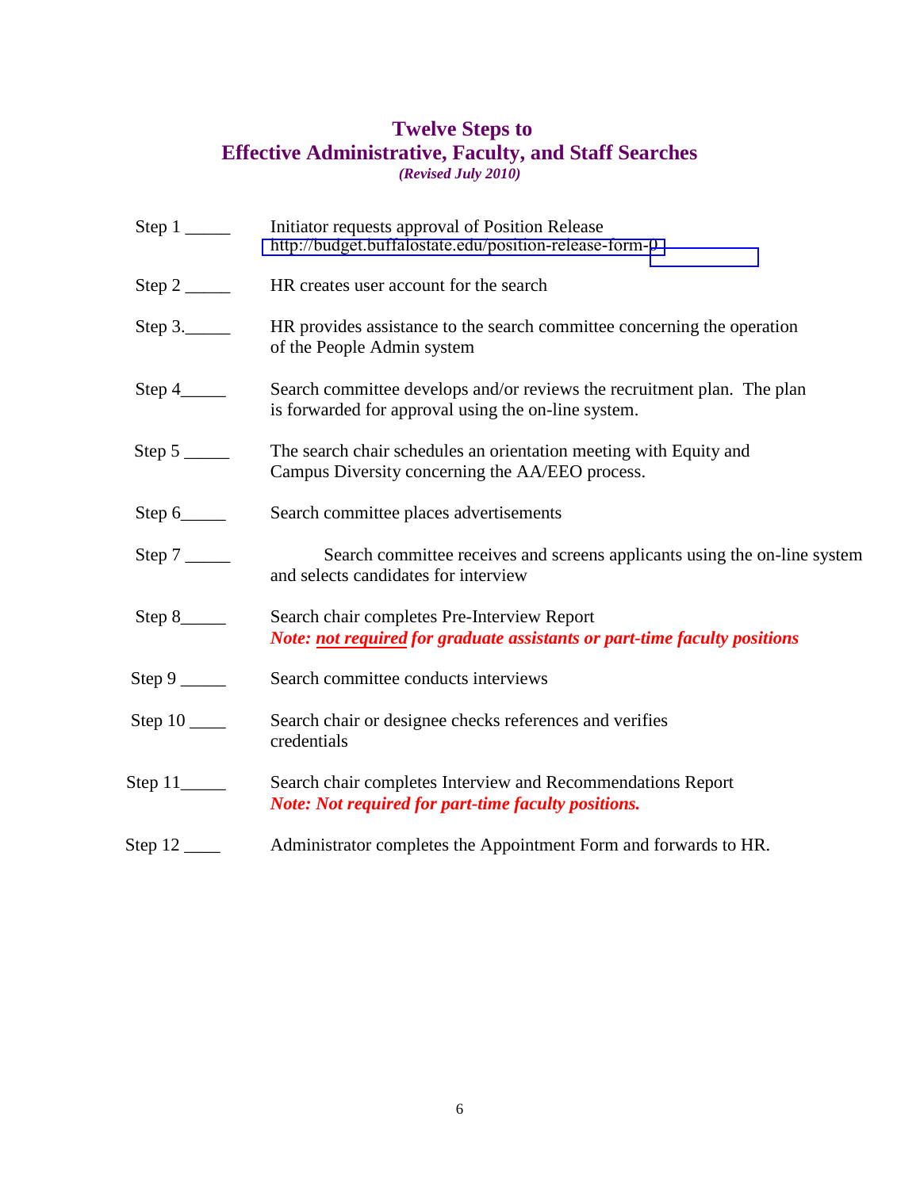# Twelve Steps to Effective Administrative, Faculty, and Staff Searches

***(Revised July 2010)***

Step 1 _____ Initiator requests approval of Position Release
http://budget.buffalostate.edu/position-release-form-0

Step 2 _____ HR creates user account for the search

Step 3._____ HR provides assistance to the search committee concerning the operation of the People Admin system

Step 4_____ Search committee develops and/or reviews the recruitment plan. The plan is forwarded for approval using the on-line system.

Step 5 _____ The search chair schedules an orientation meeting with Equity and Campus Diversity concerning the AA/EEO process.

Step 6_____ Search committee places advertisements

Step 7 _____ Search committee receives and screens applicants using the on-line system and selects candidates for interview

Step 8_____ Search chair completes Pre-Interview Report
***Note: not required for graduate assistants or part-time faculty positions***

Step 9 _____ Search committee conducts interviews

Step 10 ____ Search chair or designee checks references and verifies credentials

Step 11_____ Search chair completes Interview and Recommendations Report
***Note: Not required for part-time faculty positions.***

Step 12 ____ Administrator completes the Appointment Form and forwards to HR.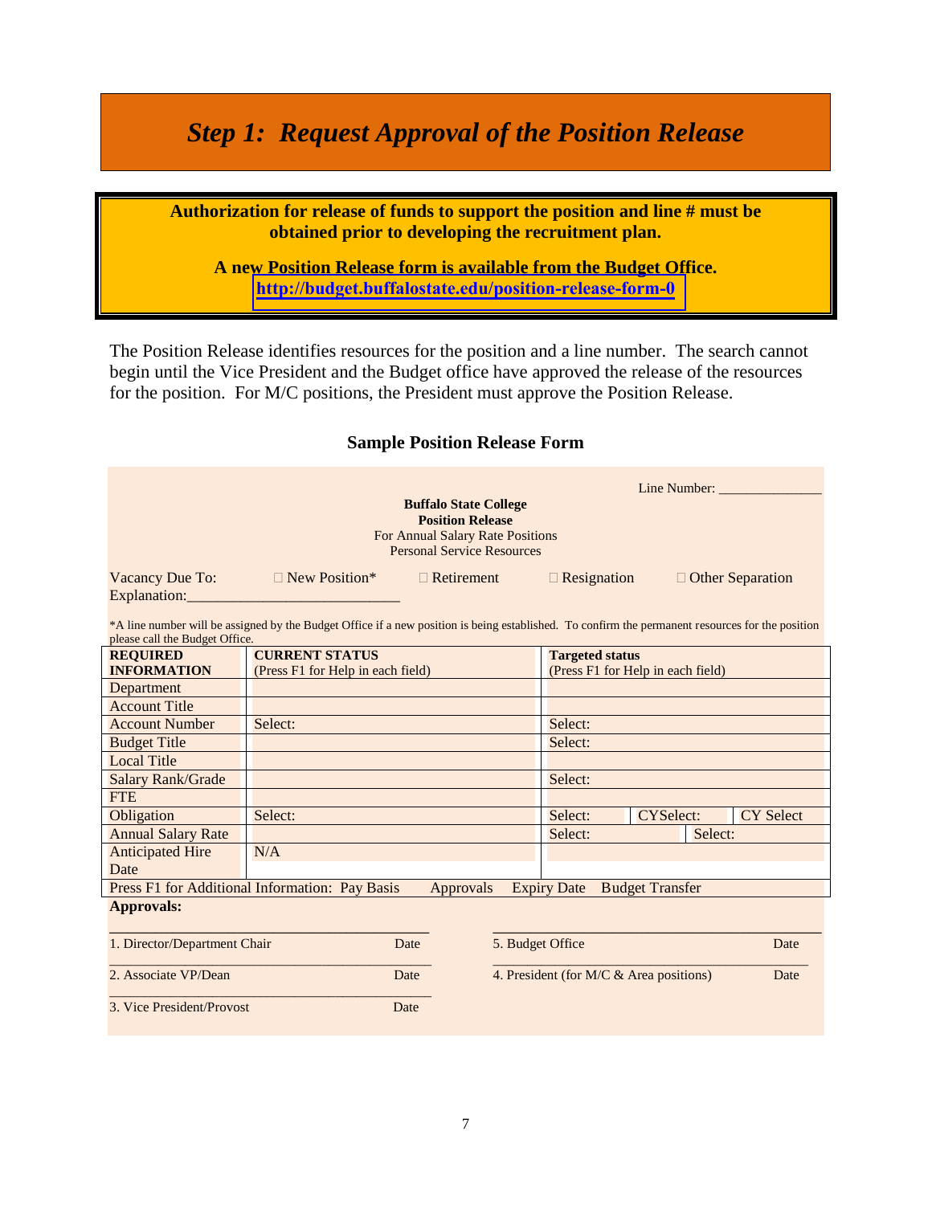# *Step 1: Request Approval of the Position Release*

**Authorization for release of funds to support the position and line # must be obtained prior to developing the recruitment plan.**

**A new Position Release form is available from the Budget Office.**
**http://budget.buffalostate.edu/position-release-form-0**

The Position Release identifies resources for the position and a line number. The search cannot begin until the Vice President and the Budget office have approved the release of the resources for the position. For M/C positions, the President must approve the Position Release.

### Sample Position Release Form

Line Number: _______________

**Buffalo State College**
**Position Release**
For Annual Salary Rate Positions
Personal Service Resources

Vacancy Due To: ☐ New Position* ☐ Retirement ☐ Resignation ☐ Other Separation

Explanation:____________________________

*A line number will be assigned by the Budget Office if a new position is being established. To confirm the permanent resources for the position please call the Budget Office.

| **REQUIRED INFORMATION** | **CURRENT STATUS** (Press F1 for Help in each field) | **Targeted status** (Press F1 for Help in each field) |
|---|---|---|
| Department | | |
| Account Title | | |
| Account Number | Select: | Select: |
| Budget Title | | Select: |
| Local Title | | |
| Salary Rank/Grade | | Select: |
| FTE | | |
| Obligation | Select: | Select: CYSelect: CY Select |
| Annual Salary Rate | | Select: Select: |
| Anticipated Hire Date | N/A | |
| Press F1 for Additional Information: Pay Basis | Approvals | Expiry Date Budget Transfer |

**Approvals:**

| | | | |
|---|---|---|---|
| 1. Director/Department Chair | Date | 5. Budget Office | Date |
| 2. Associate VP/Dean | Date | 4. President (for M/C & Area positions) | Date |
| 3. Vice President/Provost | Date | | |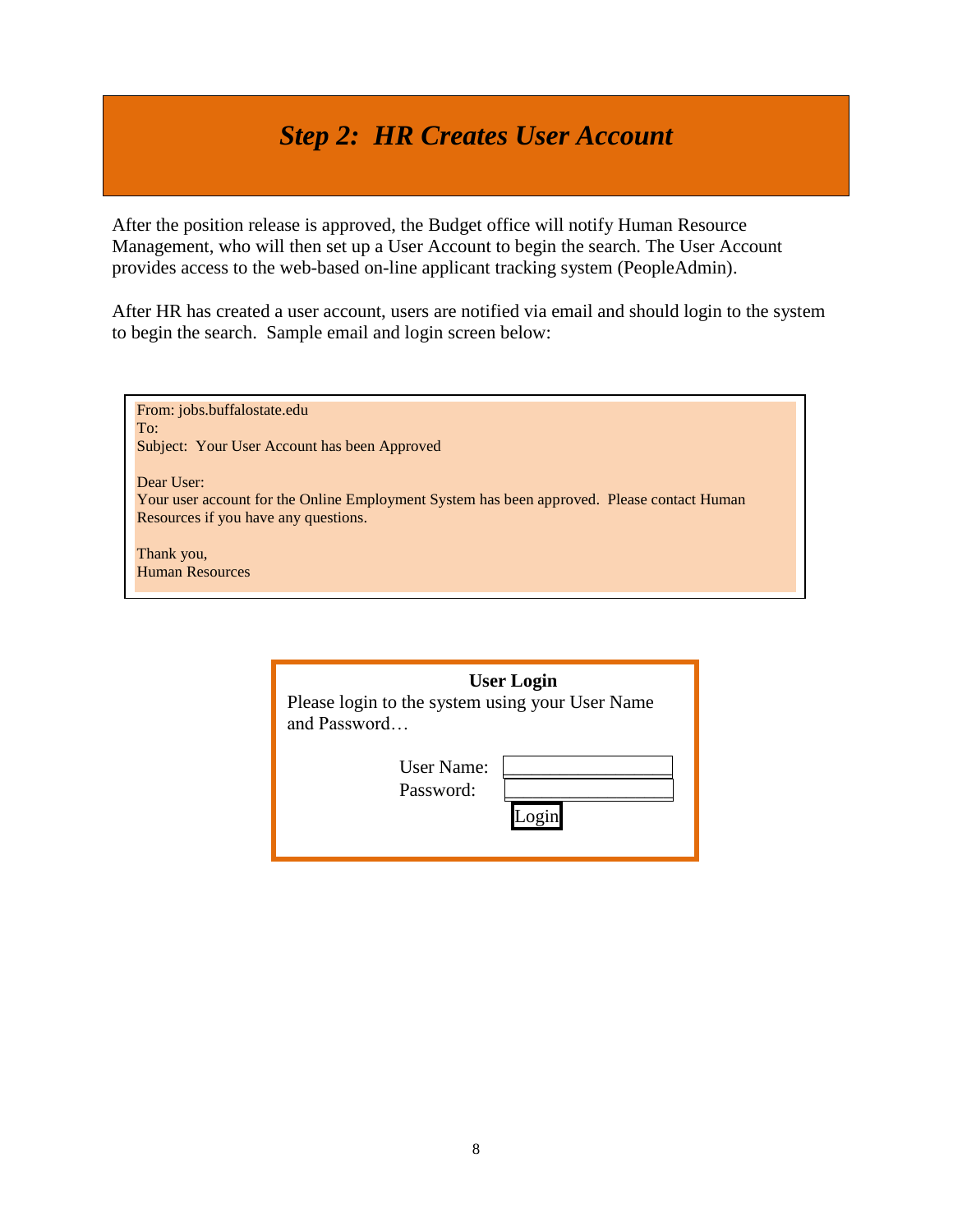# *Step 2: HR Creates User Account*

After the position release is approved, the Budget office will notify Human Resource Management, who will then set up a User Account to begin the search. The User Account provides access to the web-based on-line applicant tracking system (PeopleAdmin).

After HR has created a user account, users are notified via email and should login to the system to begin the search. Sample email and login screen below:

> From: jobs.buffalostate.edu
> To:
> Subject: Your User Account has been Approved
>
> Dear User:
> Your user account for the Online Employment System has been approved. Please contact Human Resources if you have any questions.
>
> Thank you,
> Human Resources

**User Login**

Please login to the system using your User Name and Password…

User Name:

Password:

Login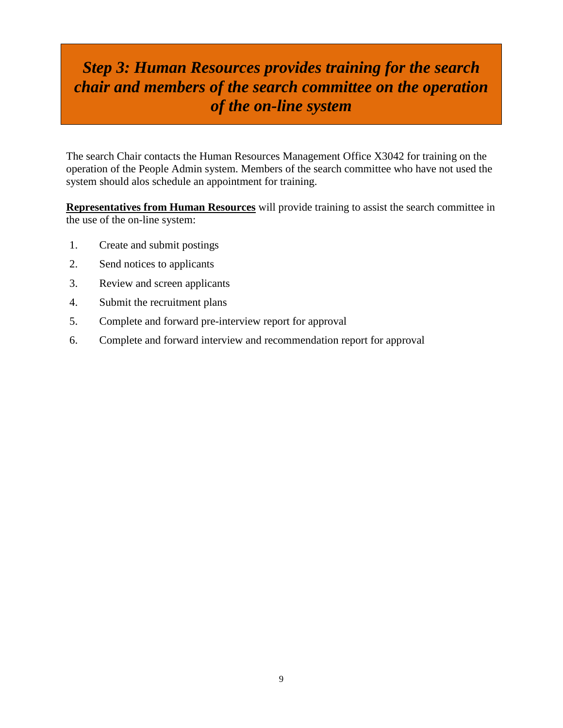## *Step 3: Human Resources provides training for the search chair and members of the search committee on the operation of the on-line system*

The search Chair contacts the Human Resources Management Office X3042 for training on the operation of the People Admin system. Members of the search committee who have not used the system should alos schedule an appointment for training.

**Representatives from Human Resources** will provide training to assist the search committee in the use of the on-line system:

1. Create and submit postings
2. Send notices to applicants
3. Review and screen applicants
4. Submit the recruitment plans
5. Complete and forward pre-interview report for approval
6. Complete and forward interview and recommendation report for approval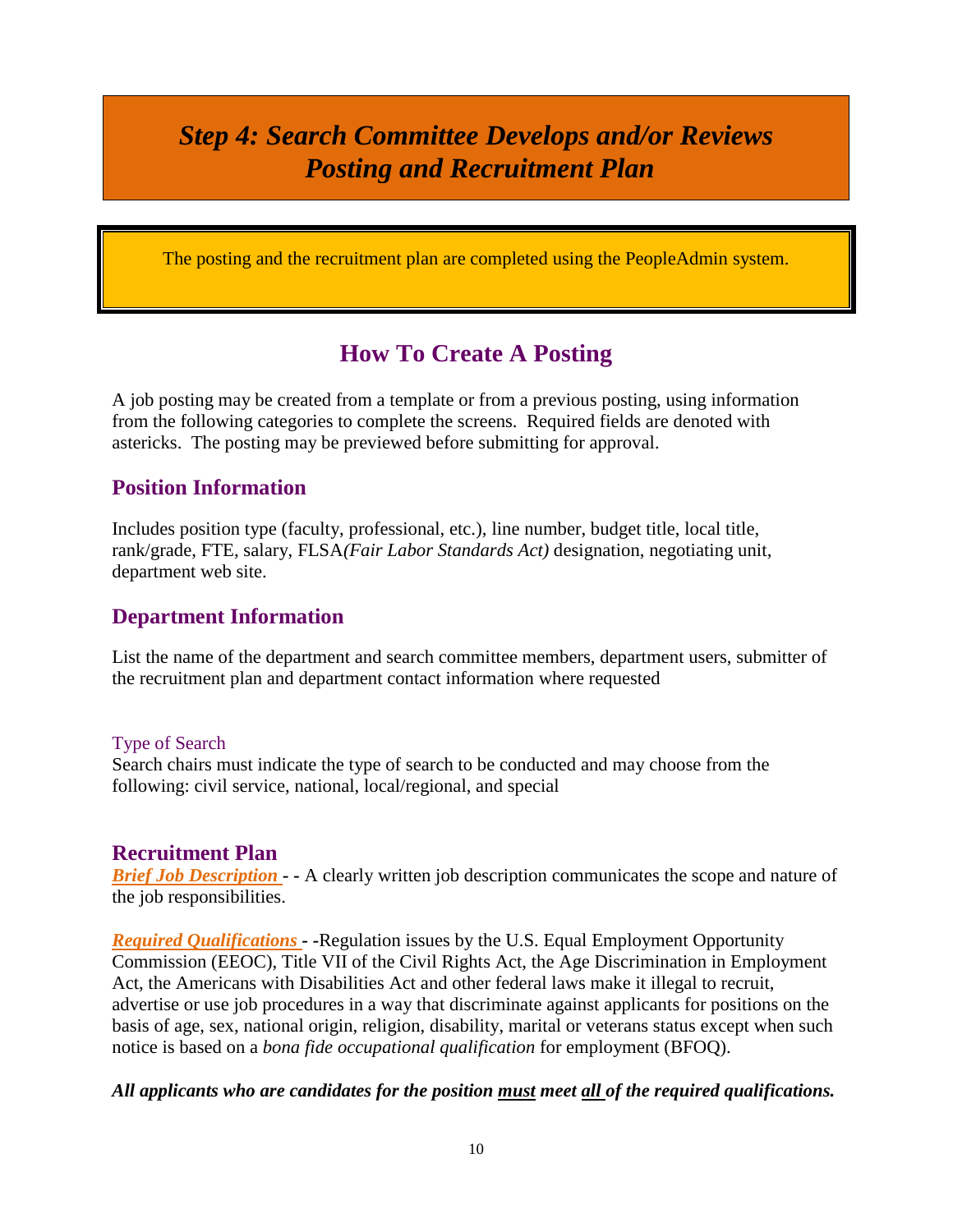# *Step 4: Search Committee Develops and/or Reviews Posting and Recruitment Plan*

The posting and the recruitment plan are completed using the PeopleAdmin system.

## How To Create A Posting

A job posting may be created from a template or from a previous posting, using information from the following categories to complete the screens. Required fields are denoted with astericks. The posting may be previewed before submitting for approval.

### Position Information

Includes position type (faculty, professional, etc.), line number, budget title, local title, rank/grade, FTE, salary, FLSA*(Fair Labor Standards Act)* designation, negotiating unit, department web site.

### Department Information

List the name of the department and search committee members, department users, submitter of the recruitment plan and department contact information where requested

#### Type of Search

Search chairs must indicate the type of search to be conducted and may choose from the following: civil service, national, local/regional, and special

### Recruitment Plan

***Brief Job Description*** **- -** A clearly written job description communicates the scope and nature of the job responsibilities.

***Required Qualifications*** **- -**Regulation issues by the U.S. Equal Employment Opportunity Commission (EEOC), Title VII of the Civil Rights Act, the Age Discrimination in Employment Act, the Americans with Disabilities Act and other federal laws make it illegal to recruit, advertise or use job procedures in a way that discriminate against applicants for positions on the basis of age, sex, national origin, religion, disability, marital or veterans status except when such notice is based on a *bona fide occupational qualification* for employment (BFOQ).

***All applicants who are candidates for the position must meet all of the required qualifications.***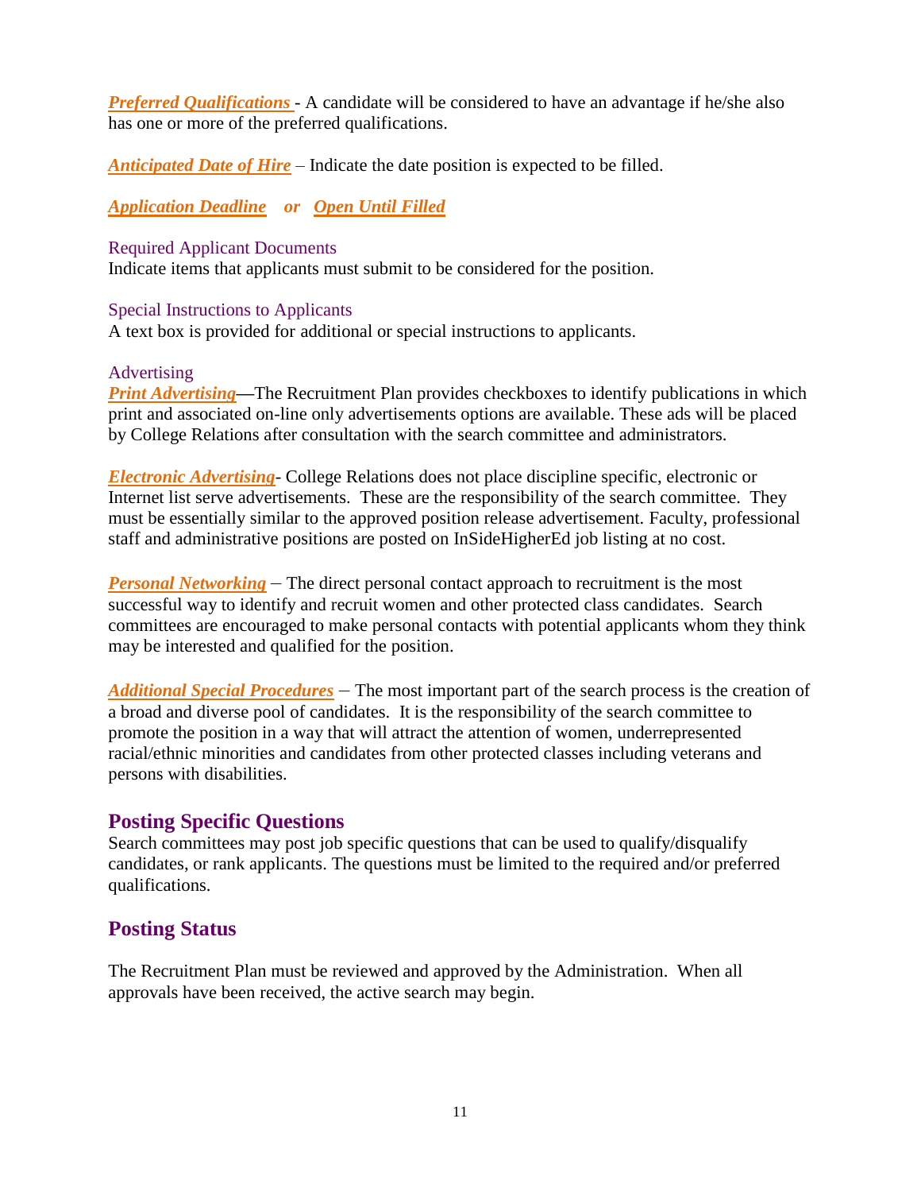***Preferred Qualifications*** - A candidate will be considered to have an advantage if he/she also has one or more of the preferred qualifications.

***Anticipated Date of Hire*** – Indicate the date position is expected to be filled.

***Application Deadline*** ***or*** ***Open Until Filled***

Required Applicant Documents
Indicate items that applicants must submit to be considered for the position.

Special Instructions to Applicants
A text box is provided for additional or special instructions to applicants.

Advertising
***Print Advertising***—The Recruitment Plan provides checkboxes to identify publications in which print and associated on-line only advertisements options are available. These ads will be placed by College Relations after consultation with the search committee and administrators.

***Electronic Advertising***- College Relations does not place discipline specific, electronic or Internet list serve advertisements. These are the responsibility of the search committee. They must be essentially similar to the approved position release advertisement. Faculty, professional staff and administrative positions are posted on InSideHigherEd job listing at no cost.

***Personal Networking*** – The direct personal contact approach to recruitment is the most successful way to identify and recruit women and other protected class candidates. Search committees are encouraged to make personal contacts with potential applicants whom they think may be interested and qualified for the position.

***Additional Special Procedures*** – The most important part of the search process is the creation of a broad and diverse pool of candidates. It is the responsibility of the search committee to promote the position in a way that will attract the attention of women, underrepresented racial/ethnic minorities and candidates from other protected classes including veterans and persons with disabilities.

## Posting Specific Questions

Search committees may post job specific questions that can be used to qualify/disqualify candidates, or rank applicants. The questions must be limited to the required and/or preferred qualifications.

## Posting Status

The Recruitment Plan must be reviewed and approved by the Administration. When all approvals have been received, the active search may begin.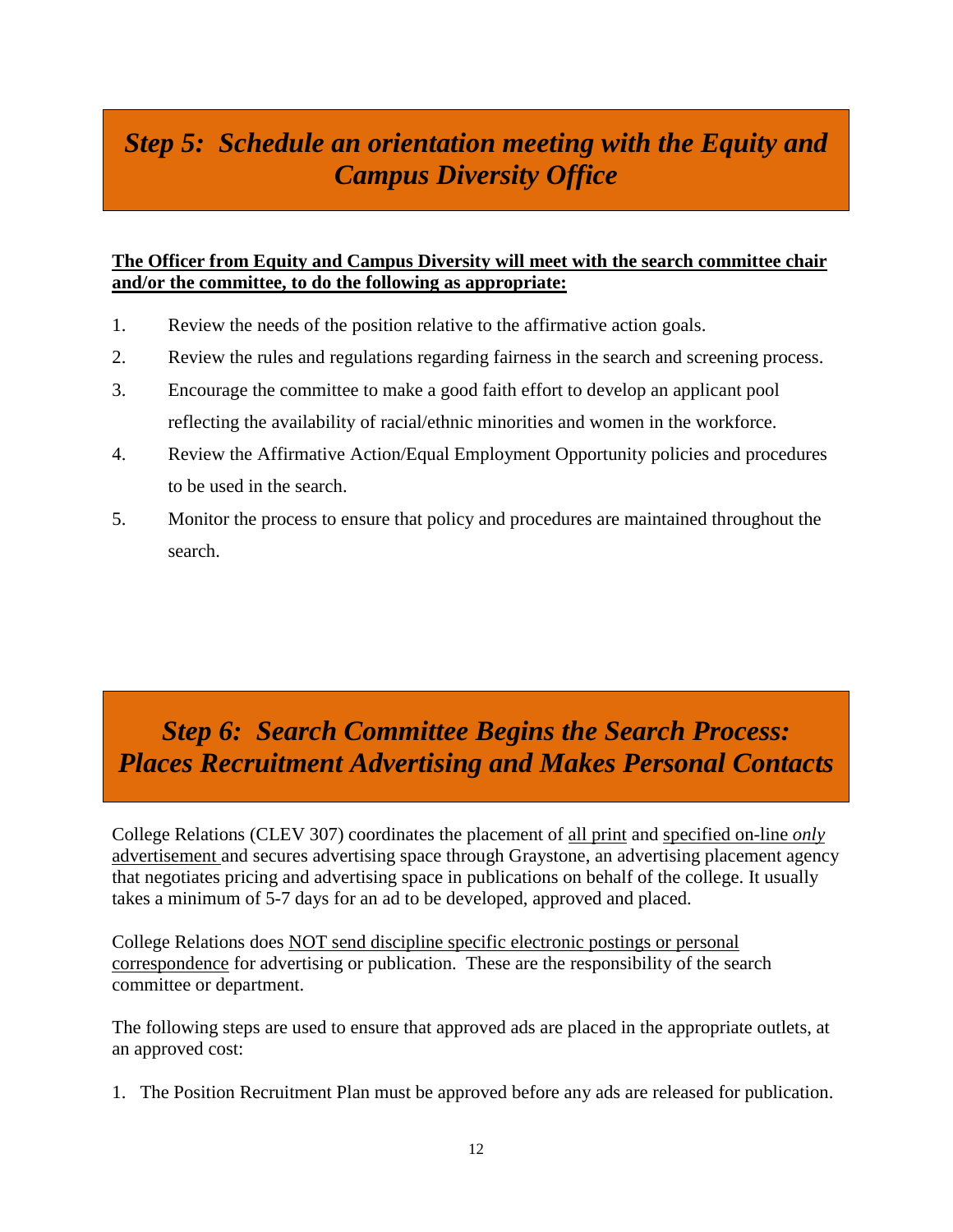## *Step 5: Schedule an orientation meeting with the Equity and Campus Diversity Office*

**The Officer from Equity and Campus Diversity will meet with the search committee chair and/or the committee, to do the following as appropriate:**

1. Review the needs of the position relative to the affirmative action goals.
2. Review the rules and regulations regarding fairness in the search and screening process.
3. Encourage the committee to make a good faith effort to develop an applicant pool reflecting the availability of racial/ethnic minorities and women in the workforce.
4. Review the Affirmative Action/Equal Employment Opportunity policies and procedures to be used in the search.
5. Monitor the process to ensure that policy and procedures are maintained throughout the search.

## *Step 6: Search Committee Begins the Search Process: Places Recruitment Advertising and Makes Personal Contacts*

College Relations (CLEV 307) coordinates the placement of all print and specified on-line *only* advertisement and secures advertising space through Graystone, an advertising placement agency that negotiates pricing and advertising space in publications on behalf of the college. It usually takes a minimum of 5-7 days for an ad to be developed, approved and placed.

College Relations does NOT send discipline specific electronic postings or personal correspondence for advertising or publication. These are the responsibility of the search committee or department.

The following steps are used to ensure that approved ads are placed in the appropriate outlets, at an approved cost:

1. The Position Recruitment Plan must be approved before any ads are released for publication.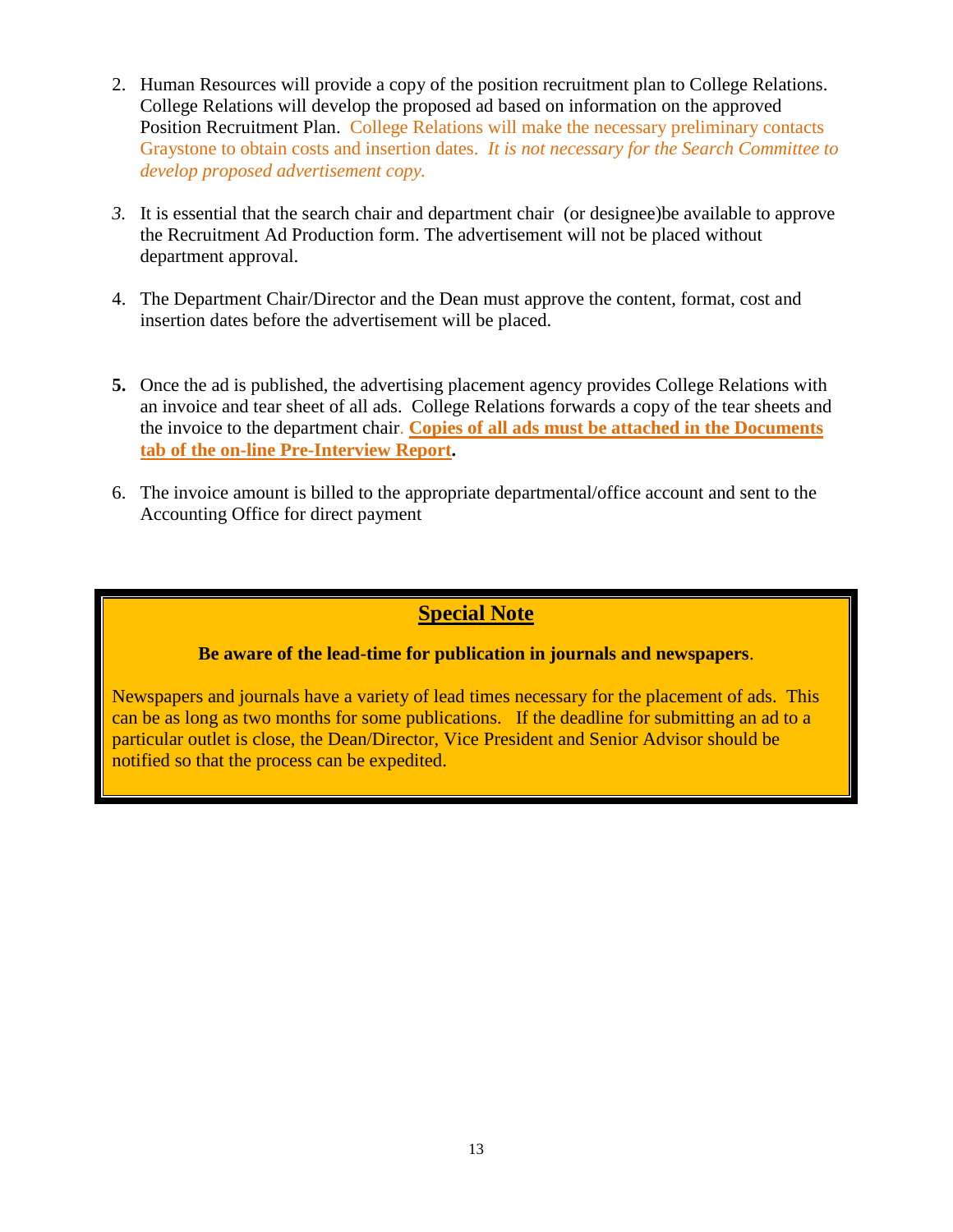2. Human Resources will provide a copy of the position recruitment plan to College Relations. College Relations will develop the proposed ad based on information on the approved Position Recruitment Plan. College Relations will make the necessary preliminary contacts Graystone to obtain costs and insertion dates. *It is not necessary for the Search Committee to develop proposed advertisement copy.*

3. It is essential that the search chair and department chair (or designee)be available to approve the Recruitment Ad Production form. The advertisement will not be placed without department approval.

4. The Department Chair/Director and the Dean must approve the content, format, cost and insertion dates before the advertisement will be placed.

5. Once the ad is published, the advertising placement agency provides College Relations with an invoice and tear sheet of all ads. College Relations forwards a copy of the tear sheets and the invoice to the department chair. **Copies of all ads must be attached in the Documents tab of the on-line Pre-Interview Report.**

6. The invoice amount is billed to the appropriate departmental/office account and sent to the Accounting Office for direct payment

## Special Note

**Be aware of the lead-time for publication in journals and newspapers**.

Newspapers and journals have a variety of lead times necessary for the placement of ads. This can be as long as two months for some publications. If the deadline for submitting an ad to a particular outlet is close, the Dean/Director, Vice President and Senior Advisor should be notified so that the process can be expedited.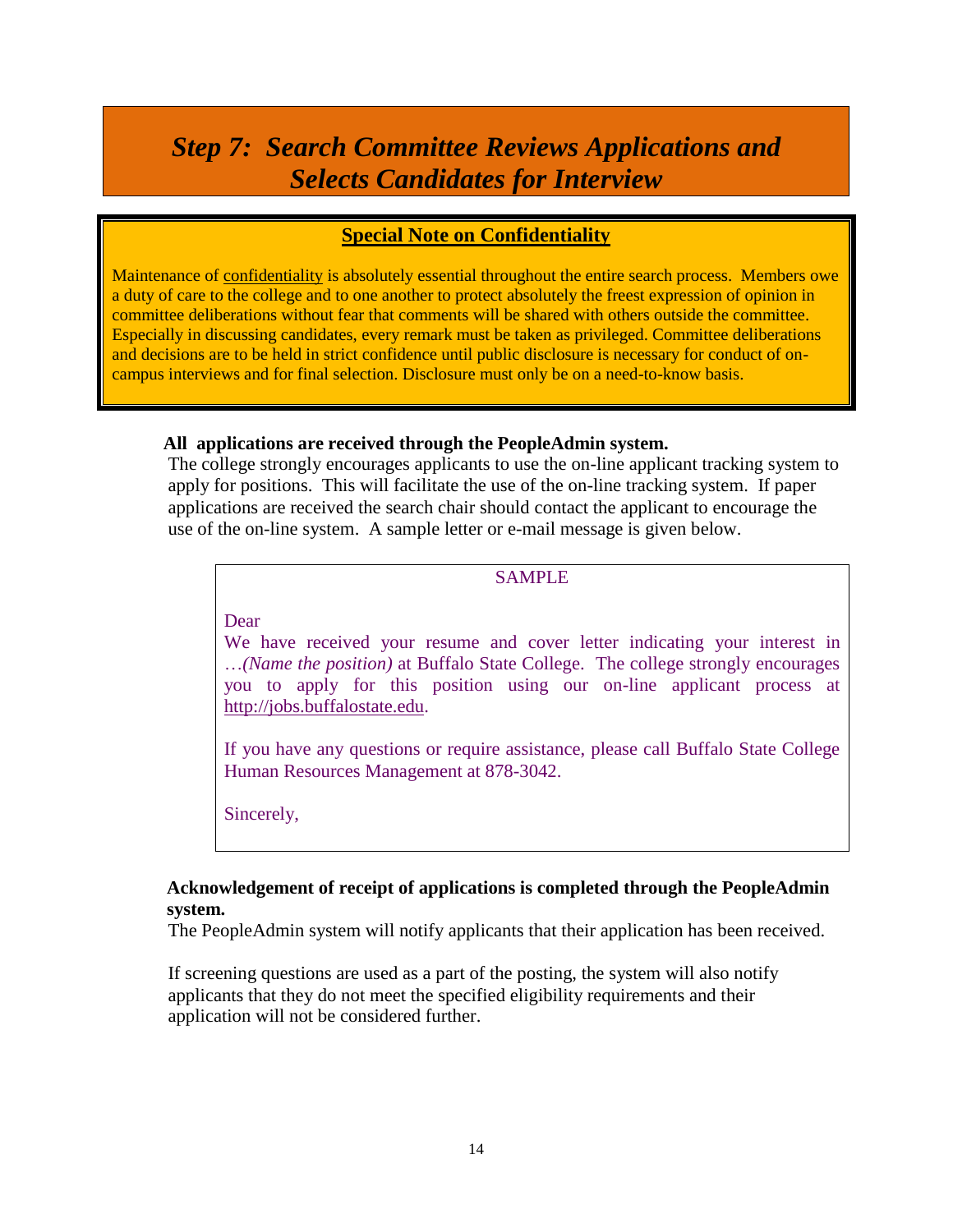# *Step 7: Search Committee Reviews Applications and Selects Candidates for Interview*

## Special Note on Confidentiality

Maintenance of confidentiality is absolutely essential throughout the entire search process. Members owe a duty of care to the college and to one another to protect absolutely the freest expression of opinion in committee deliberations without fear that comments will be shared with others outside the committee. Especially in discussing candidates, every remark must be taken as privileged. Committee deliberations and decisions are to be held in strict confidence until public disclosure is necessary for conduct of on-campus interviews and for final selection. Disclosure must only be on a need-to-know basis.

**All applications are received through the PeopleAdmin system.**

The college strongly encourages applicants to use the on-line applicant tracking system to apply for positions. This will facilitate the use of the on-line tracking system. If paper applications are received the search chair should contact the applicant to encourage the use of the on-line system. A sample letter or e-mail message is given below.

> SAMPLE
>
> Dear
>
> We have received your resume and cover letter indicating your interest in …*(Name the position)* at Buffalo State College. The college strongly encourages you to apply for this position using our on-line applicant process at http://jobs.buffalostate.edu.
>
> If you have any questions or require assistance, please call Buffalo State College Human Resources Management at 878-3042.
>
> Sincerely,

**Acknowledgement of receipt of applications is completed through the PeopleAdmin system.**

The PeopleAdmin system will notify applicants that their application has been received.

If screening questions are used as a part of the posting, the system will also notify applicants that they do not meet the specified eligibility requirements and their application will not be considered further.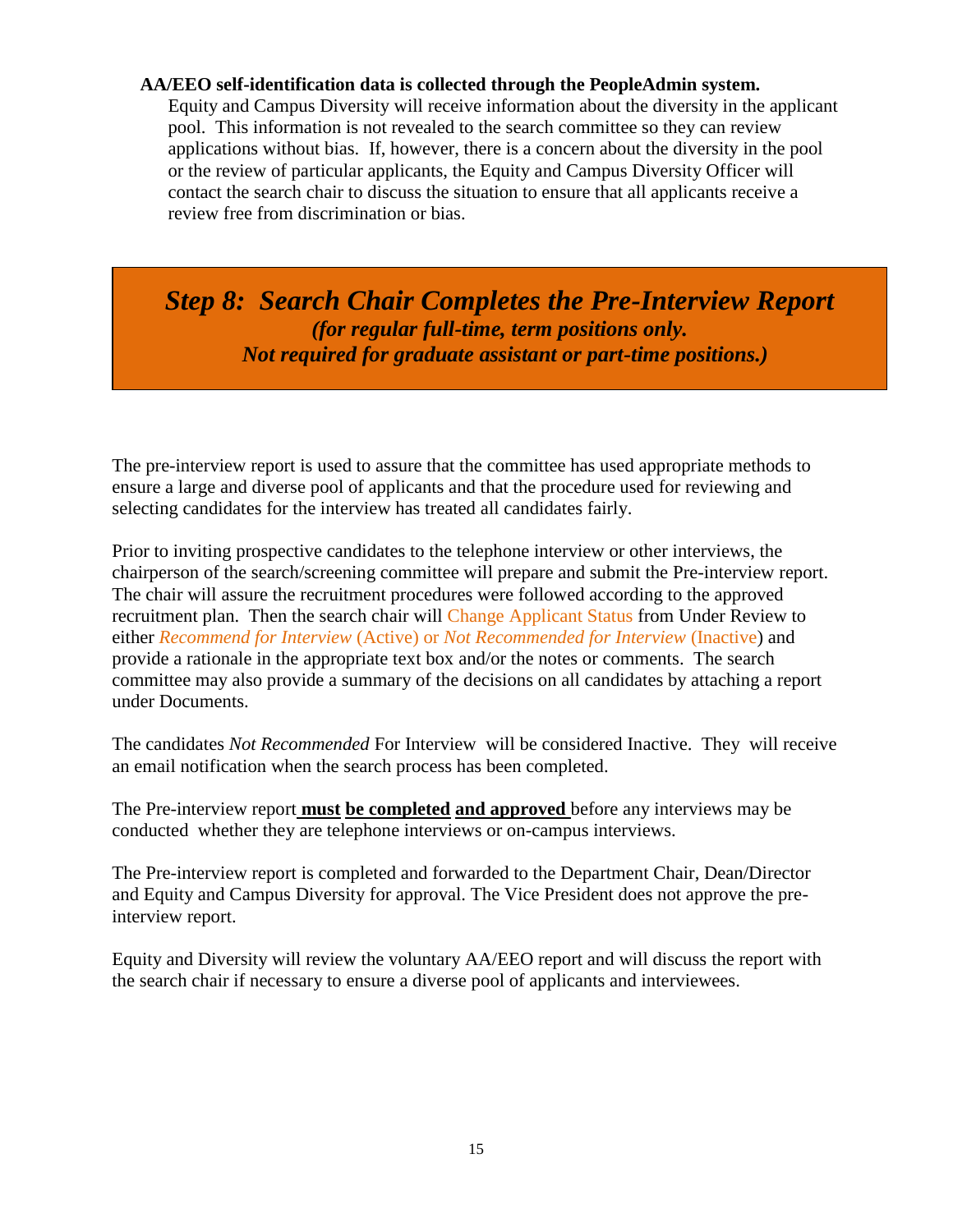**AA/EEO self-identification data is collected through the PeopleAdmin system.**

Equity and Campus Diversity will receive information about the diversity in the applicant pool. This information is not revealed to the search committee so they can review applications without bias. If, however, there is a concern about the diversity in the pool or the review of particular applicants, the Equity and Campus Diversity Officer will contact the search chair to discuss the situation to ensure that all applicants receive a review free from discrimination or bias.

## *Step 8: Search Chair Completes the Pre-Interview Report*

***(for regular full-time, term positions only. Not required for graduate assistant or part-time positions.)***

The pre-interview report is used to assure that the committee has used appropriate methods to ensure a large and diverse pool of applicants and that the procedure used for reviewing and selecting candidates for the interview has treated all candidates fairly.

Prior to inviting prospective candidates to the telephone interview or other interviews, the chairperson of the search/screening committee will prepare and submit the Pre-interview report. The chair will assure the recruitment procedures were followed according to the approved recruitment plan. Then the search chair will Change Applicant Status from Under Review to either *Recommend for Interview* (Active) or *Not Recommended for Interview* (Inactive) and provide a rationale in the appropriate text box and/or the notes or comments. The search committee may also provide a summary of the decisions on all candidates by attaching a report under Documents.

The candidates *Not Recommended* For Interview will be considered Inactive. They will receive an email notification when the search process has been completed.

The Pre-interview report **must be completed and approved** before any interviews may be conducted whether they are telephone interviews or on-campus interviews.

The Pre-interview report is completed and forwarded to the Department Chair, Dean/Director and Equity and Campus Diversity for approval. The Vice President does not approve the pre-interview report.

Equity and Diversity will review the voluntary AA/EEO report and will discuss the report with the search chair if necessary to ensure a diverse pool of applicants and interviewees.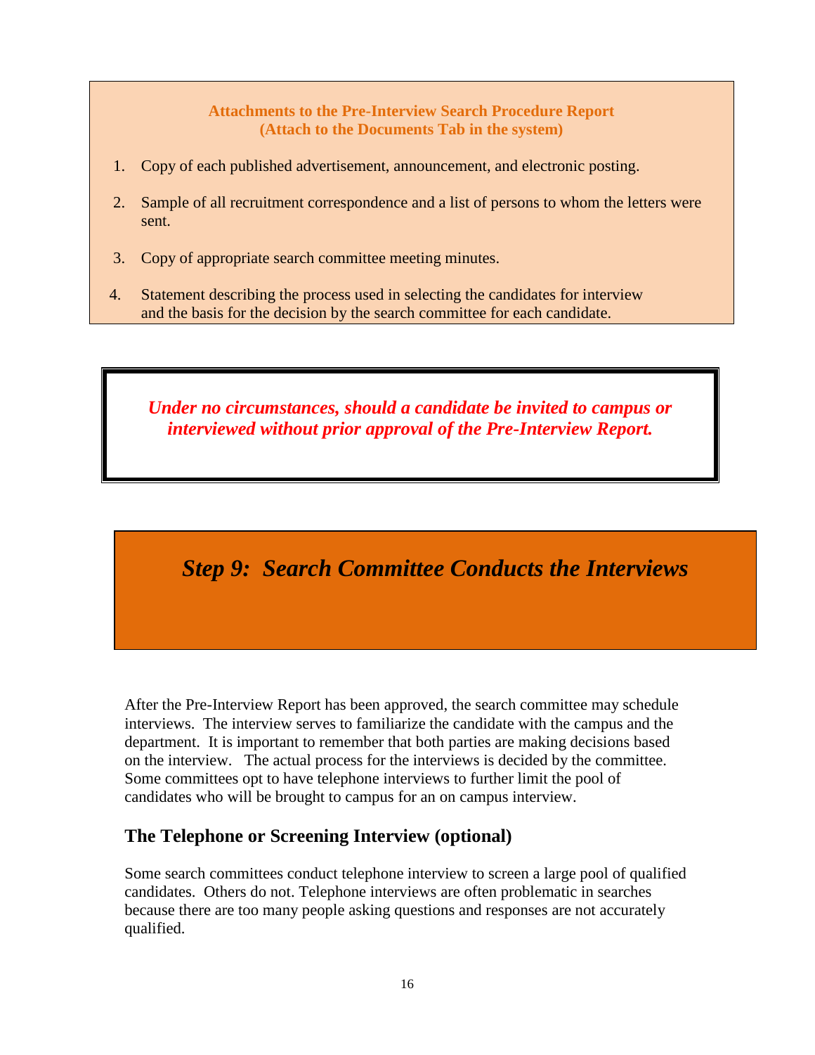**Attachments to the Pre-Interview Search Procedure Report**
**(Attach to the Documents Tab in the system)**

1. Copy of each published advertisement, announcement, and electronic posting.
2. Sample of all recruitment correspondence and a list of persons to whom the letters were sent.
3. Copy of appropriate search committee meeting minutes.
4. Statement describing the process used in selecting the candidates for interview and the basis for the decision by the search committee for each candidate.

***Under no circumstances, should a candidate be invited to campus or interviewed without prior approval of the Pre-Interview Report.***

# *Step 9: Search Committee Conducts the Interviews*

After the Pre-Interview Report has been approved, the search committee may schedule interviews. The interview serves to familiarize the candidate with the campus and the department. It is important to remember that both parties are making decisions based on the interview. The actual process for the interviews is decided by the committee. Some committees opt to have telephone interviews to further limit the pool of candidates who will be brought to campus for an on campus interview.

## The Telephone or Screening Interview (optional)

Some search committees conduct telephone interview to screen a large pool of qualified candidates. Others do not. Telephone interviews are often problematic in searches because there are too many people asking questions and responses are not accurately qualified.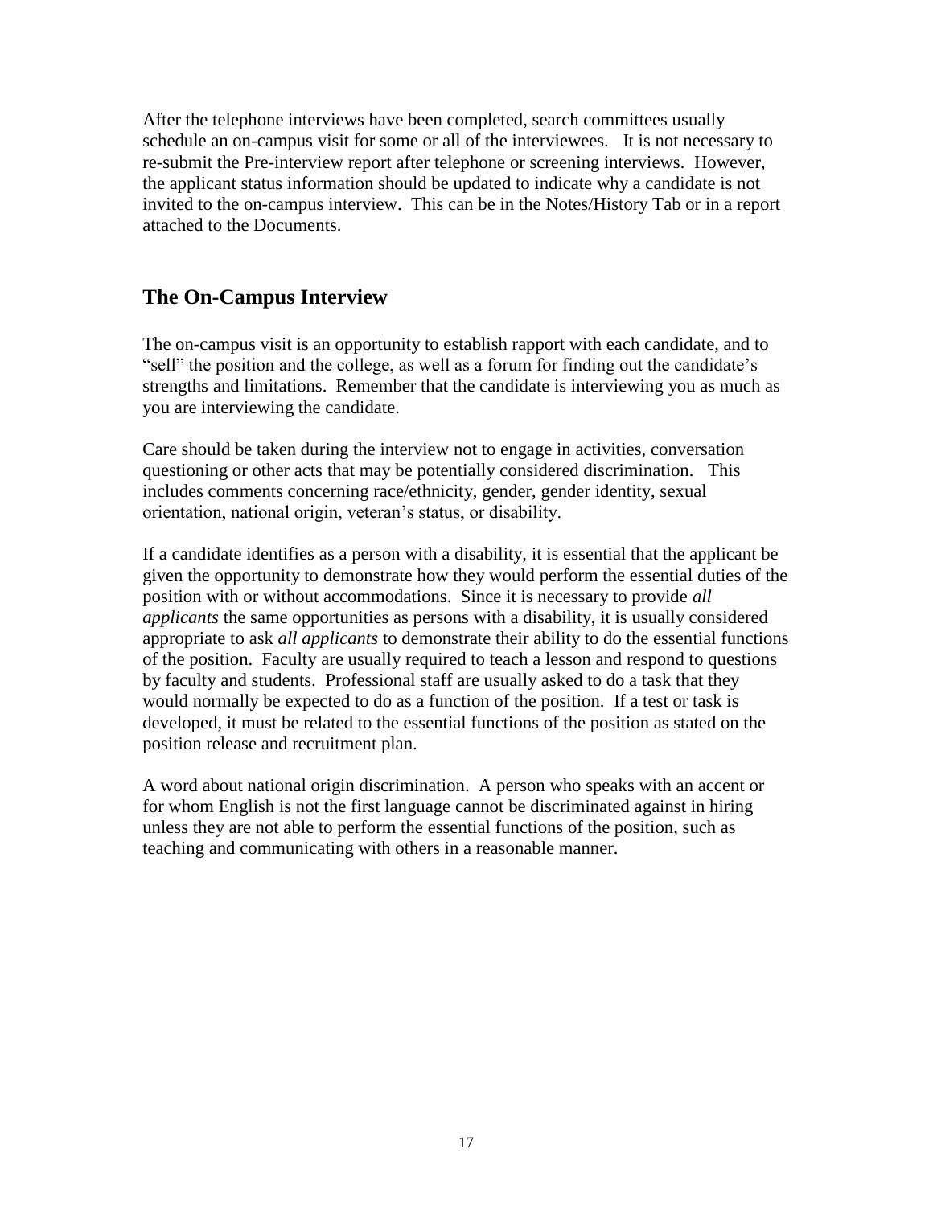After the telephone interviews have been completed, search committees usually schedule an on-campus visit for some or all of the interviewees. It is not necessary to re-submit the Pre-interview report after telephone or screening interviews. However, the applicant status information should be updated to indicate why a candidate is not invited to the on-campus interview. This can be in the Notes/History Tab or in a report attached to the Documents.

## The On-Campus Interview

The on-campus visit is an opportunity to establish rapport with each candidate, and to "sell" the position and the college, as well as a forum for finding out the candidate's strengths and limitations. Remember that the candidate is interviewing you as much as you are interviewing the candidate.

Care should be taken during the interview not to engage in activities, conversation questioning or other acts that may be potentially considered discrimination. This includes comments concerning race/ethnicity, gender, gender identity, sexual orientation, national origin, veteran's status, or disability.

If a candidate identifies as a person with a disability, it is essential that the applicant be given the opportunity to demonstrate how they would perform the essential duties of the position with or without accommodations. Since it is necessary to provide *all applicants* the same opportunities as persons with a disability, it is usually considered appropriate to ask *all applicants* to demonstrate their ability to do the essential functions of the position. Faculty are usually required to teach a lesson and respond to questions by faculty and students. Professional staff are usually asked to do a task that they would normally be expected to do as a function of the position. If a test or task is developed, it must be related to the essential functions of the position as stated on the position release and recruitment plan.

A word about national origin discrimination. A person who speaks with an accent or for whom English is not the first language cannot be discriminated against in hiring unless they are not able to perform the essential functions of the position, such as teaching and communicating with others in a reasonable manner.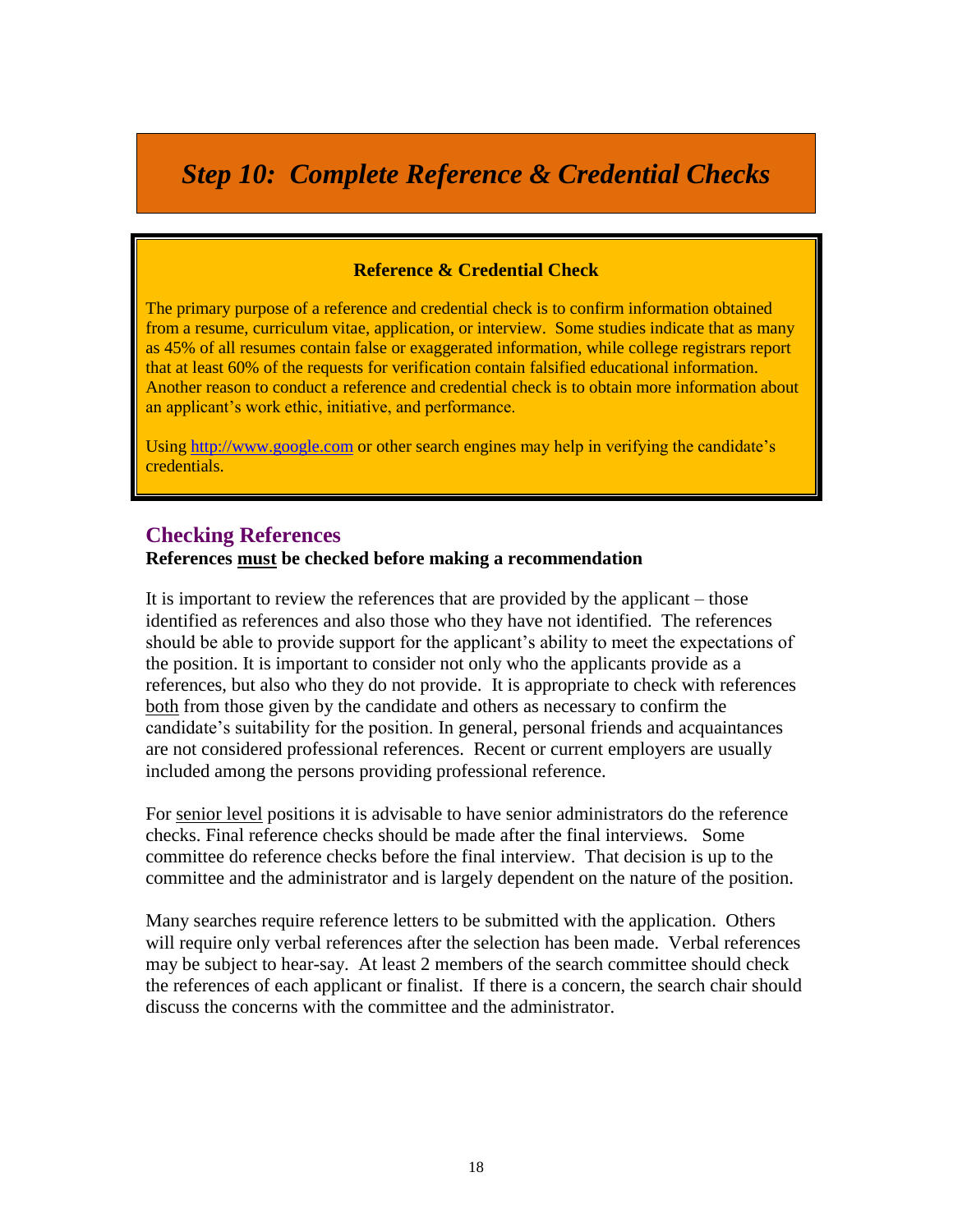# *Step 10: Complete Reference & Credential Checks*

**Reference & Credential Check**

The primary purpose of a reference and credential check is to confirm information obtained from a resume, curriculum vitae, application, or interview. Some studies indicate that as many as 45% of all resumes contain false or exaggerated information, while college registrars report that at least 60% of the requests for verification contain falsified educational information. Another reason to conduct a reference and credential check is to obtain more information about an applicant's work ethic, initiative, and performance.

Using http://www.google.com or other search engines may help in verifying the candidate's credentials.

## Checking References

**References must be checked before making a recommendation**

It is important to review the references that are provided by the applicant – those identified as references and also those who they have not identified. The references should be able to provide support for the applicant's ability to meet the expectations of the position. It is important to consider not only who the applicants provide as a references, but also who they do not provide. It is appropriate to check with references both from those given by the candidate and others as necessary to confirm the candidate's suitability for the position. In general, personal friends and acquaintances are not considered professional references. Recent or current employers are usually included among the persons providing professional reference.

For senior level positions it is advisable to have senior administrators do the reference checks. Final reference checks should be made after the final interviews. Some committee do reference checks before the final interview. That decision is up to the committee and the administrator and is largely dependent on the nature of the position.

Many searches require reference letters to be submitted with the application. Others will require only verbal references after the selection has been made. Verbal references may be subject to hear-say. At least 2 members of the search committee should check the references of each applicant or finalist. If there is a concern, the search chair should discuss the concerns with the committee and the administrator.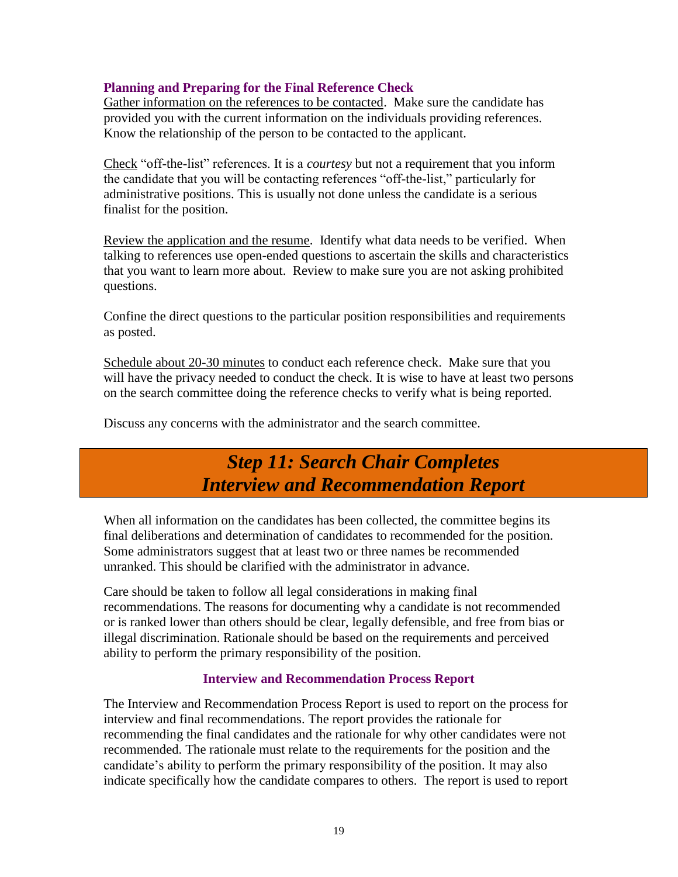### Planning and Preparing for the Final Reference Check

Gather information on the references to be contacted. Make sure the candidate has provided you with the current information on the individuals providing references. Know the relationship of the person to be contacted to the applicant.

Check "off-the-list" references. It is a *courtesy* but not a requirement that you inform the candidate that you will be contacting references "off-the-list," particularly for administrative positions. This is usually not done unless the candidate is a serious finalist for the position.

Review the application and the resume. Identify what data needs to be verified. When talking to references use open-ended questions to ascertain the skills and characteristics that you want to learn more about. Review to make sure you are not asking prohibited questions.

Confine the direct questions to the particular position responsibilities and requirements as posted.

Schedule about 20-30 minutes to conduct each reference check. Make sure that you will have the privacy needed to conduct the check. It is wise to have at least two persons on the search committee doing the reference checks to verify what is being reported.

Discuss any concerns with the administrator and the search committee.

## *Step 11: Search Chair Completes Interview and Recommendation Report*

When all information on the candidates has been collected, the committee begins its final deliberations and determination of candidates to recommended for the position. Some administrators suggest that at least two or three names be recommended unranked. This should be clarified with the administrator in advance.

Care should be taken to follow all legal considerations in making final recommendations. The reasons for documenting why a candidate is not recommended or is ranked lower than others should be clear, legally defensible, and free from bias or illegal discrimination. Rationale should be based on the requirements and perceived ability to perform the primary responsibility of the position.

### Interview and Recommendation Process Report

The Interview and Recommendation Process Report is used to report on the process for interview and final recommendations. The report provides the rationale for recommending the final candidates and the rationale for why other candidates were not recommended. The rationale must relate to the requirements for the position and the candidate's ability to perform the primary responsibility of the position. It may also indicate specifically how the candidate compares to others. The report is used to report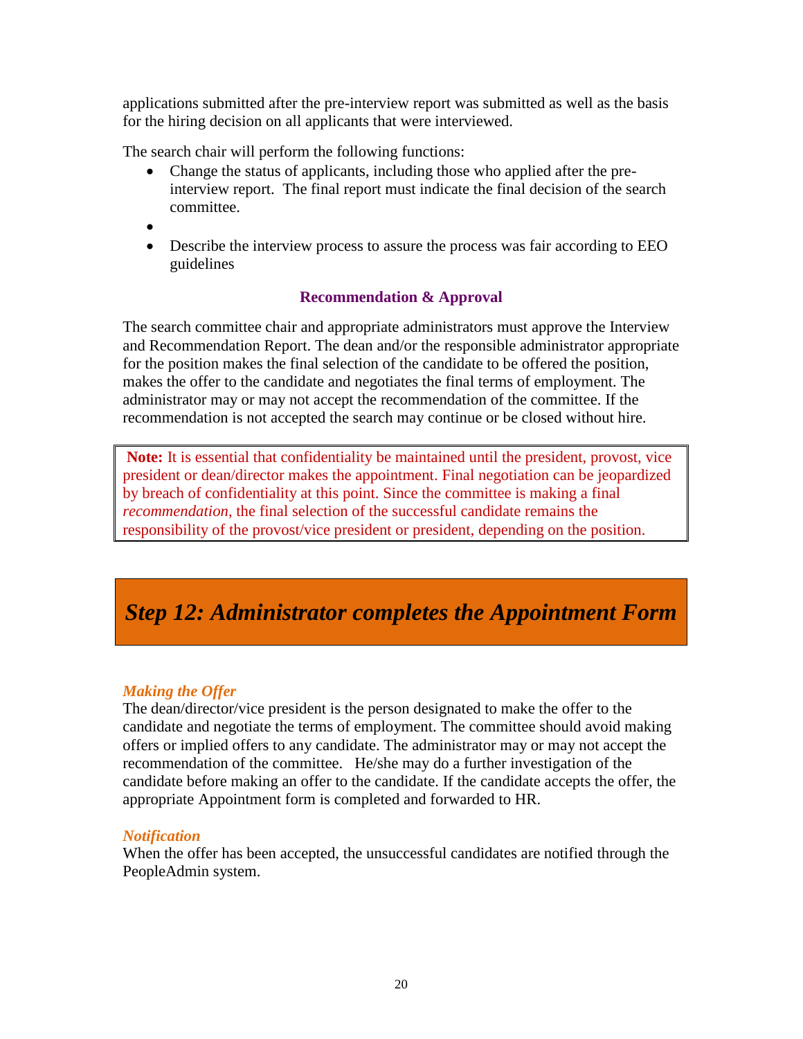applications submitted after the pre-interview report was submitted as well as the basis for the hiring decision on all applicants that were interviewed.

The search chair will perform the following functions:

- Change the status of applicants, including those who applied after the pre-interview report. The final report must indicate the final decision of the search committee.
- 
- Describe the interview process to assure the process was fair according to EEO guidelines

### Recommendation & Approval

The search committee chair and appropriate administrators must approve the Interview and Recommendation Report. The dean and/or the responsible administrator appropriate for the position makes the final selection of the candidate to be offered the position, makes the offer to the candidate and negotiates the final terms of employment. The administrator may or may not accept the recommendation of the committee. If the recommendation is not accepted the search may continue or be closed without hire.

> **Note:** It is essential that confidentiality be maintained until the president, provost, vice president or dean/director makes the appointment. Final negotiation can be jeopardized by breach of confidentiality at this point. Since the committee is making a final *recommendation*, the final selection of the successful candidate remains the responsibility of the provost/vice president or president, depending on the position.

## *Step 12: Administrator completes the Appointment Form*

#### *Making the Offer*

The dean/director/vice president is the person designated to make the offer to the candidate and negotiate the terms of employment. The committee should avoid making offers or implied offers to any candidate. The administrator may or may not accept the recommendation of the committee. He/she may do a further investigation of the candidate before making an offer to the candidate. If the candidate accepts the offer, the appropriate Appointment form is completed and forwarded to HR.

#### *Notification*

When the offer has been accepted, the unsuccessful candidates are notified through the PeopleAdmin system.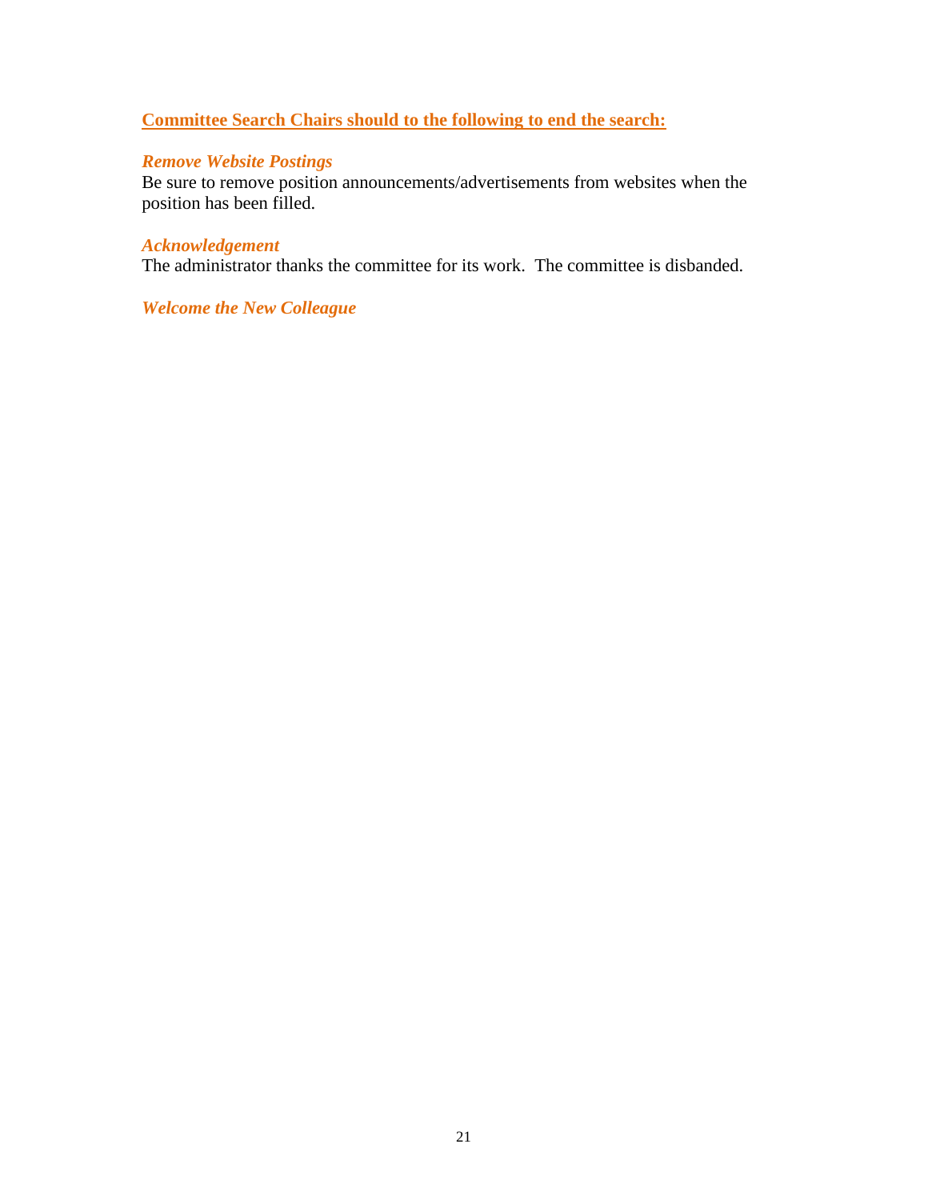## **Committee Search Chairs should to the following to end the search:**

### ***Remove Website Postings***

Be sure to remove position announcements/advertisements from websites when the position has been filled.

### ***Acknowledgement***

The administrator thanks the committee for its work. The committee is disbanded.

### ***Welcome the New Colleague***